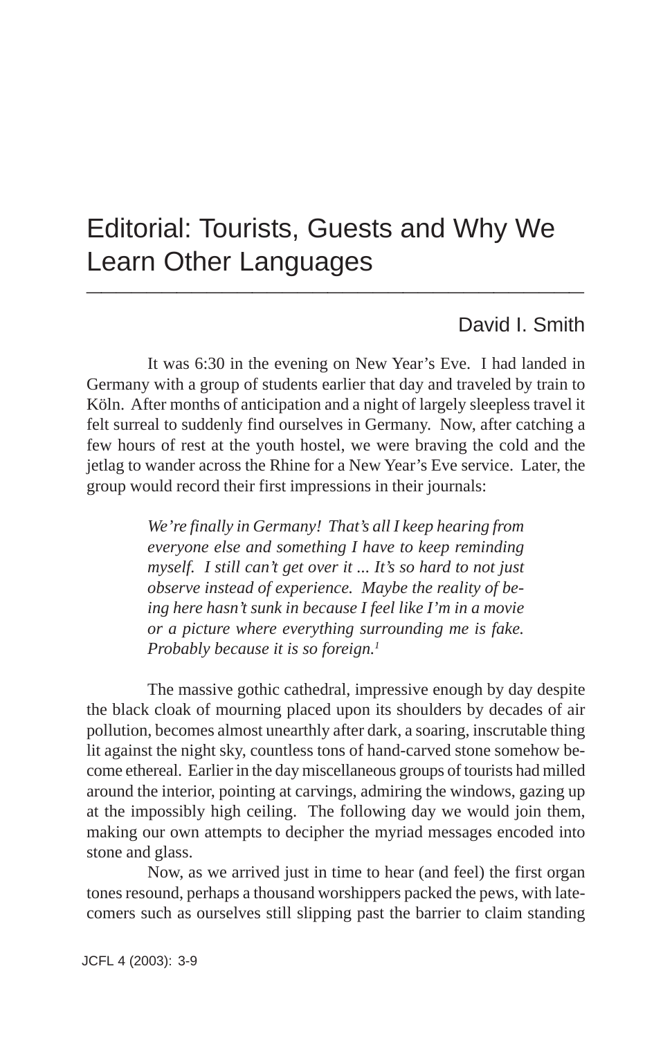# Editorial: Tourists, Guests and Why We Learn Other Languages

David I. Smith

It was 6:30 in the evening on New Year's Eve. I had landed in Germany with a group of students earlier that day and traveled by train to Köln. After months of anticipation and a night of largely sleepless travel it felt surreal to suddenly find ourselves in Germany. Now, after catching a few hours of rest at the youth hostel, we were braving the cold and the jetlag to wander across the Rhine for a New Year's Eve service. Later, the group would record their first impressions in their journals:

> *We're finally in Germany! That's all I keep hearing from everyone else and something I have to keep reminding myself. I still can't get over it ... It's so hard to not just observe instead of experience. Maybe the reality of being here hasn't sunk in because I feel like I'm in a movie or a picture where everything surrounding me is fake. Probably because it is so foreign.*[1]

The massive gothic cathedral, impressive enough by day despite the black cloak of mourning placed upon its shoulders by decades of air pollution, becomes almost unearthly after dark, a soaring, inscrutable thing lit against the night sky, countless tons of hand-carved stone somehow become ethereal. Earlier in the day miscellaneous groups of tourists had milled around the interior, pointing at carvings, admiring the windows, gazing up at the impossibly high ceiling. The following day we would join them, making our own attempts to decipher the myriad messages encoded into stone and glass.

Now, as we arrived just in time to hear (and feel) the first organ tones resound, perhaps a thousand worshippers packed the pews, with late-comers such as ourselves still slipping past the barrier to claim standing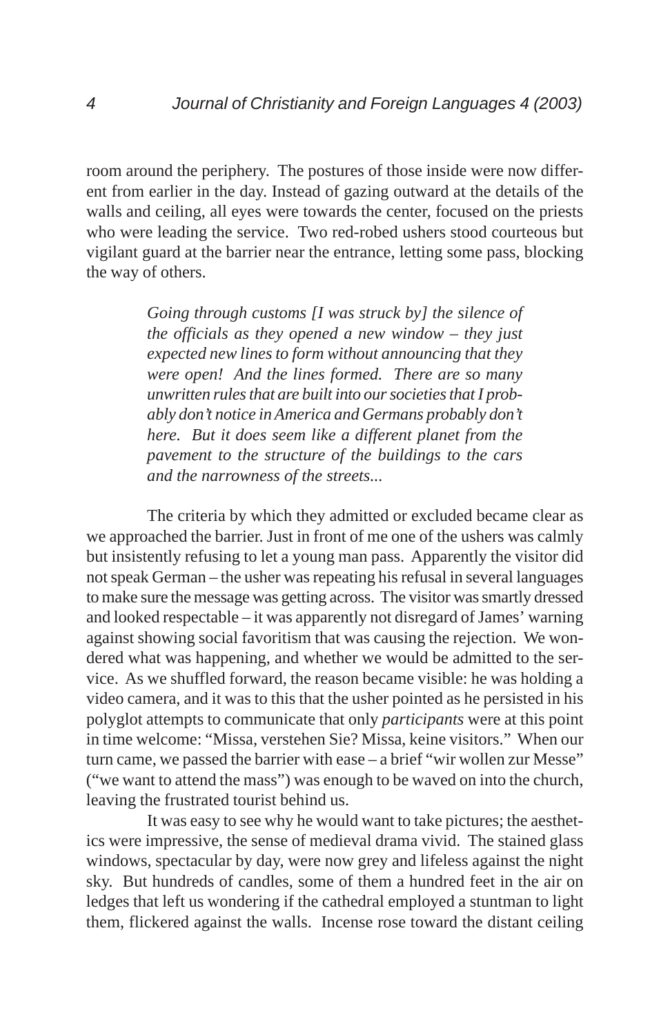room around the periphery. The postures of those inside were now different from earlier in the day. Instead of gazing outward at the details of the walls and ceiling, all eyes were towards the center, focused on the priests who were leading the service. Two red-robed ushers stood courteous but vigilant guard at the barrier near the entrance, letting some pass, blocking the way of others.

> *Going through customs [I was struck by] the silence of the officials as they opened a new window – they just expected new lines to form without announcing that they were open! And the lines formed. There are so many unwritten rules that are built into our societies that I probably don't notice in America and Germans probably don't here. But it does seem like a different planet from the pavement to the structure of the buildings to the cars and the narrowness of the streets...*

The criteria by which they admitted or excluded became clear as we approached the barrier. Just in front of me one of the ushers was calmly but insistently refusing to let a young man pass. Apparently the visitor did not speak German – the usher was repeating his refusal in several languages to make sure the message was getting across. The visitor was smartly dressed and looked respectable – it was apparently not disregard of James' warning against showing social favoritism that was causing the rejection. We wondered what was happening, and whether we would be admitted to the service. As we shuffled forward, the reason became visible: he was holding a video camera, and it was to this that the usher pointed as he persisted in his polyglot attempts to communicate that only *participants* were at this point in time welcome: "Missa, verstehen Sie? Missa, keine visitors." When our turn came, we passed the barrier with ease – a brief "wir wollen zur Messe" ("we want to attend the mass") was enough to be waved on into the church, leaving the frustrated tourist behind us.

It was easy to see why he would want to take pictures; the aesthetics were impressive, the sense of medieval drama vivid. The stained glass windows, spectacular by day, were now grey and lifeless against the night sky. But hundreds of candles, some of them a hundred feet in the air on ledges that left us wondering if the cathedral employed a stuntman to light them, flickered against the walls. Incense rose toward the distant ceiling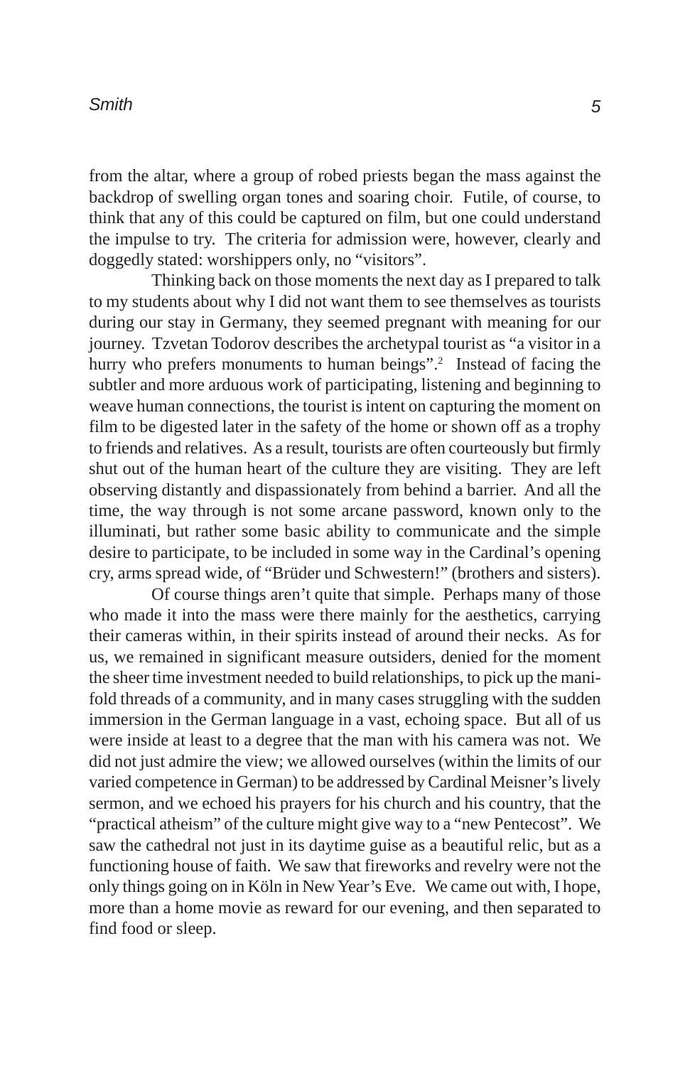from the altar, where a group of robed priests began the mass against the backdrop of swelling organ tones and soaring choir. Futile, of course, to think that any of this could be captured on film, but one could understand the impulse to try. The criteria for admission were, however, clearly and doggedly stated: worshippers only, no "visitors".

Thinking back on those moments the next day as I prepared to talk to my students about why I did not want them to see themselves as tourists during our stay in Germany, they seemed pregnant with meaning for our journey. Tzvetan Todorov describes the archetypal tourist as "a visitor in a hurry who prefers monuments to human beings".[2] Instead of facing the subtler and more arduous work of participating, listening and beginning to weave human connections, the tourist is intent on capturing the moment on film to be digested later in the safety of the home or shown off as a trophy to friends and relatives. As a result, tourists are often courteously but firmly shut out of the human heart of the culture they are visiting. They are left observing distantly and dispassionately from behind a barrier. And all the time, the way through is not some arcane password, known only to the illuminati, but rather some basic ability to communicate and the simple desire to participate, to be included in some way in the Cardinal's opening cry, arms spread wide, of "Brüder und Schwestern!" (brothers and sisters).

Of course things aren't quite that simple. Perhaps many of those who made it into the mass were there mainly for the aesthetics, carrying their cameras within, in their spirits instead of around their necks. As for us, we remained in significant measure outsiders, denied for the moment the sheer time investment needed to build relationships, to pick up the manifold threads of a community, and in many cases struggling with the sudden immersion in the German language in a vast, echoing space. But all of us were inside at least to a degree that the man with his camera was not. We did not just admire the view; we allowed ourselves (within the limits of our varied competence in German) to be addressed by Cardinal Meisner's lively sermon, and we echoed his prayers for his church and his country, that the "practical atheism" of the culture might give way to a "new Pentecost". We saw the cathedral not just in its daytime guise as a beautiful relic, but as a functioning house of faith. We saw that fireworks and revelry were not the only things going on in Köln in New Year's Eve. We came out with, I hope, more than a home movie as reward for our evening, and then separated to find food or sleep.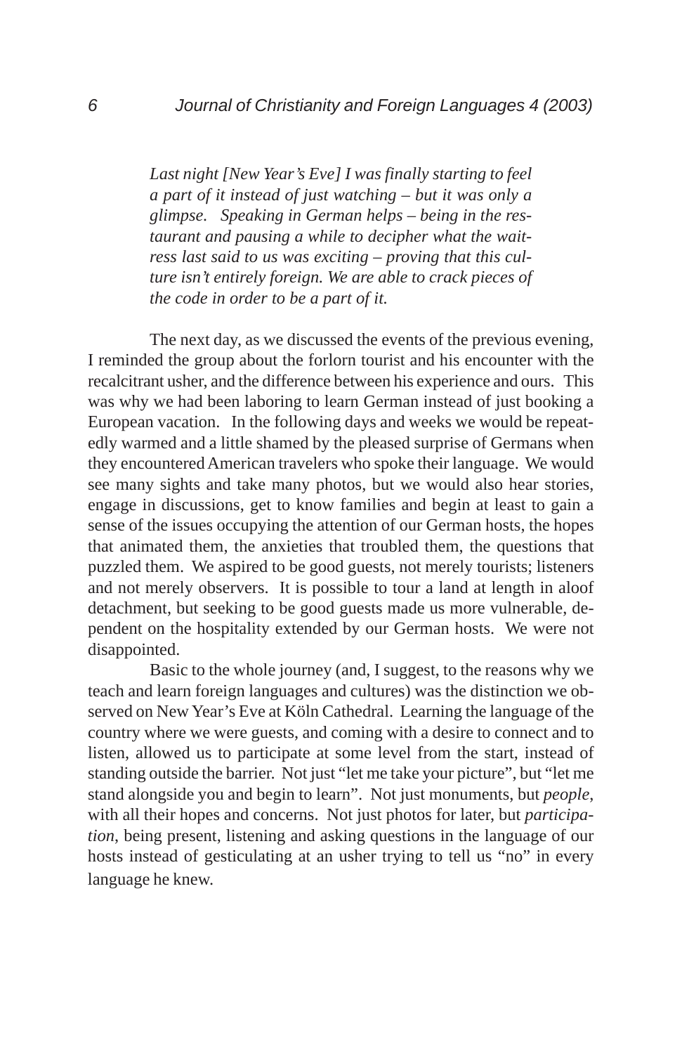*Last night [New Year's Eve] I was finally starting to feel a part of it instead of just watching – but it was only a glimpse. Speaking in German helps – being in the restaurant and pausing a while to decipher what the waitress last said to us was exciting – proving that this culture isn't entirely foreign. We are able to crack pieces of the code in order to be a part of it.*

The next day, as we discussed the events of the previous evening, I reminded the group about the forlorn tourist and his encounter with the recalcitrant usher, and the difference between his experience and ours. This was why we had been laboring to learn German instead of just booking a European vacation. In the following days and weeks we would be repeatedly warmed and a little shamed by the pleased surprise of Germans when they encountered American travelers who spoke their language. We would see many sights and take many photos, but we would also hear stories, engage in discussions, get to know families and begin at least to gain a sense of the issues occupying the attention of our German hosts, the hopes that animated them, the anxieties that troubled them, the questions that puzzled them. We aspired to be good guests, not merely tourists; listeners and not merely observers. It is possible to tour a land at length in aloof detachment, but seeking to be good guests made us more vulnerable, dependent on the hospitality extended by our German hosts. We were not disappointed.

Basic to the whole journey (and, I suggest, to the reasons why we teach and learn foreign languages and cultures) was the distinction we observed on New Year's Eve at Köln Cathedral. Learning the language of the country where we were guests, and coming with a desire to connect and to listen, allowed us to participate at some level from the start, instead of standing outside the barrier. Not just "let me take your picture", but "let me stand alongside you and begin to learn". Not just monuments, but *people*, with all their hopes and concerns. Not just photos for later, but *participation*, being present, listening and asking questions in the language of our hosts instead of gesticulating at an usher trying to tell us "no" in every language he knew.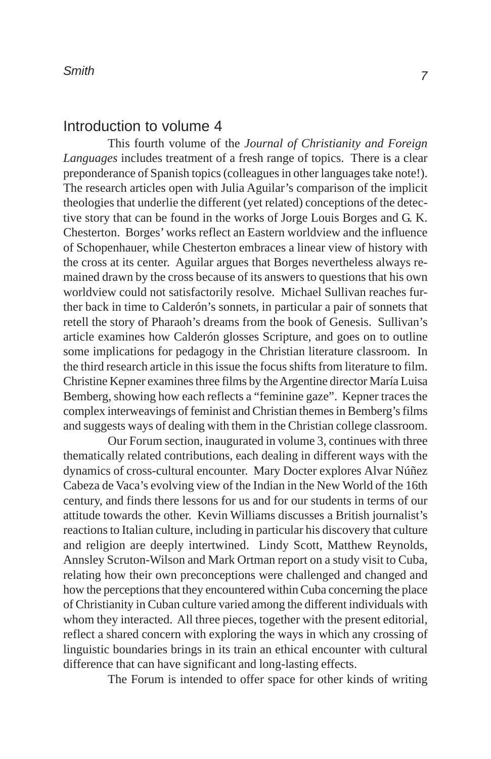## Introduction to volume 4

This fourth volume of the *Journal of Christianity and Foreign Languages* includes treatment of a fresh range of topics. There is a clear preponderance of Spanish topics (colleagues in other languages take note!). The research articles open with Julia Aguilar's comparison of the implicit theologies that underlie the different (yet related) conceptions of the detective story that can be found in the works of Jorge Louis Borges and G. K. Chesterton. Borges' works reflect an Eastern worldview and the influence of Schopenhauer, while Chesterton embraces a linear view of history with the cross at its center. Aguilar argues that Borges nevertheless always remained drawn by the cross because of its answers to questions that his own worldview could not satisfactorily resolve. Michael Sullivan reaches further back in time to Calderón's sonnets, in particular a pair of sonnets that retell the story of Pharaoh's dreams from the book of Genesis. Sullivan's article examines how Calderón glosses Scripture, and goes on to outline some implications for pedagogy in the Christian literature classroom. In the third research article in this issue the focus shifts from literature to film. Christine Kepner examines three films by the Argentine director María Luisa Bemberg, showing how each reflects a "feminine gaze". Kepner traces the complex interweavings of feminist and Christian themes in Bemberg's films and suggests ways of dealing with them in the Christian college classroom.

Our Forum section, inaugurated in volume 3, continues with three thematically related contributions, each dealing in different ways with the dynamics of cross-cultural encounter. Mary Docter explores Alvar Núñez Cabeza de Vaca's evolving view of the Indian in the New World of the 16th century, and finds there lessons for us and for our students in terms of our attitude towards the other. Kevin Williams discusses a British journalist's reactions to Italian culture, including in particular his discovery that culture and religion are deeply intertwined. Lindy Scott, Matthew Reynolds, Annsley Scruton-Wilson and Mark Ortman report on a study visit to Cuba, relating how their own preconceptions were challenged and changed and how the perceptions that they encountered within Cuba concerning the place of Christianity in Cuban culture varied among the different individuals with whom they interacted. All three pieces, together with the present editorial, reflect a shared concern with exploring the ways in which any crossing of linguistic boundaries brings in its train an ethical encounter with cultural difference that can have significant and long-lasting effects.

The Forum is intended to offer space for other kinds of writing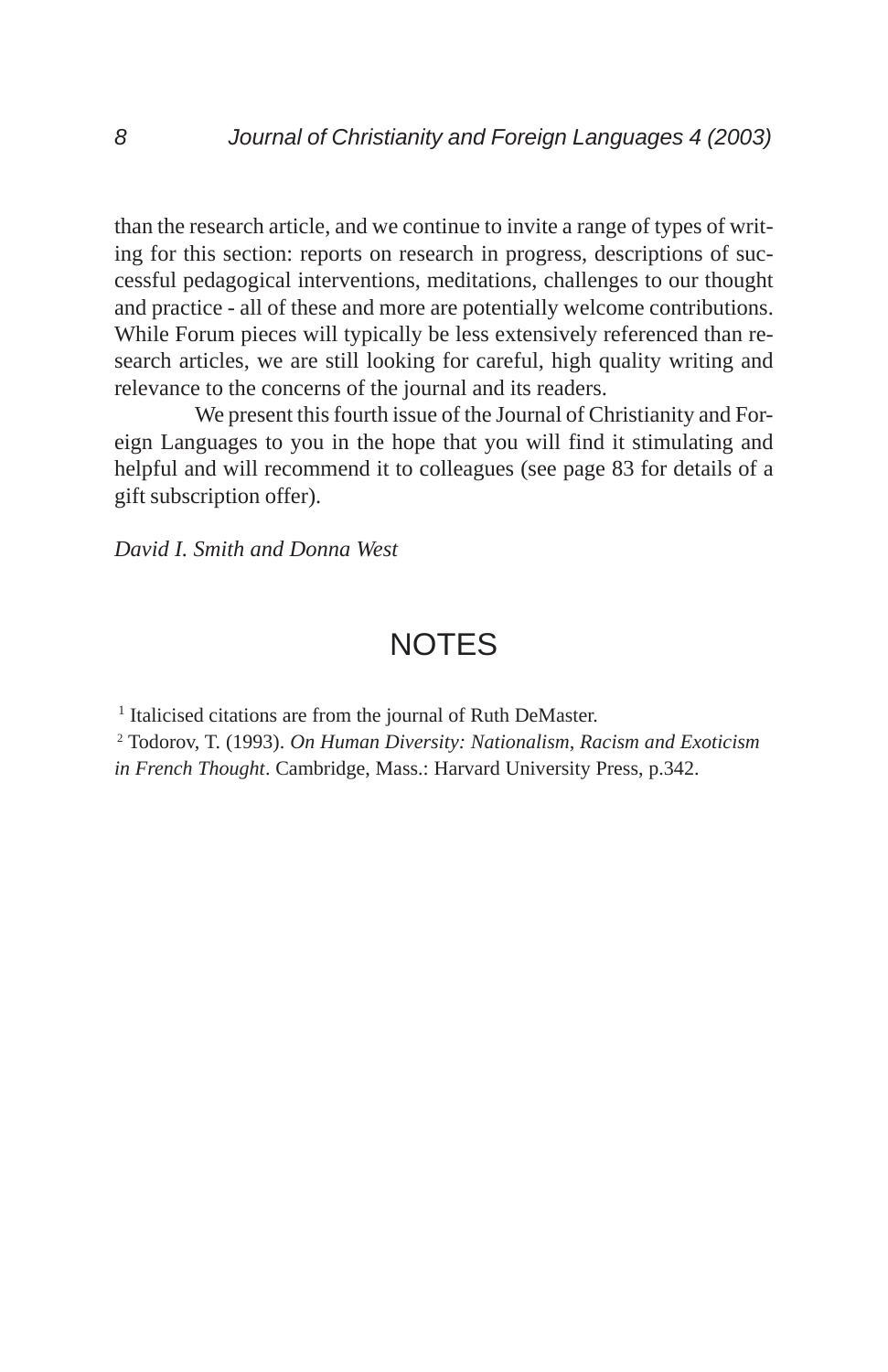than the research article, and we continue to invite a range of types of writing for this section: reports on research in progress, descriptions of successful pedagogical interventions, meditations, challenges to our thought and practice - all of these and more are potentially welcome contributions. While Forum pieces will typically be less extensively referenced than research articles, we are still looking for careful, high quality writing and relevance to the concerns of the journal and its readers.

We present this fourth issue of the Journal of Christianity and Foreign Languages to you in the hope that you will find it stimulating and helpful and will recommend it to colleagues (see page 83 for details of a gift subscription offer).

*David I. Smith and Donna West*

## NOTES

[1] Italicised citations are from the journal of Ruth DeMaster.

[2] Todorov, T. (1993). *On Human Diversity: Nationalism, Racism and Exoticism in French Thought*. Cambridge, Mass.: Harvard University Press, p.342.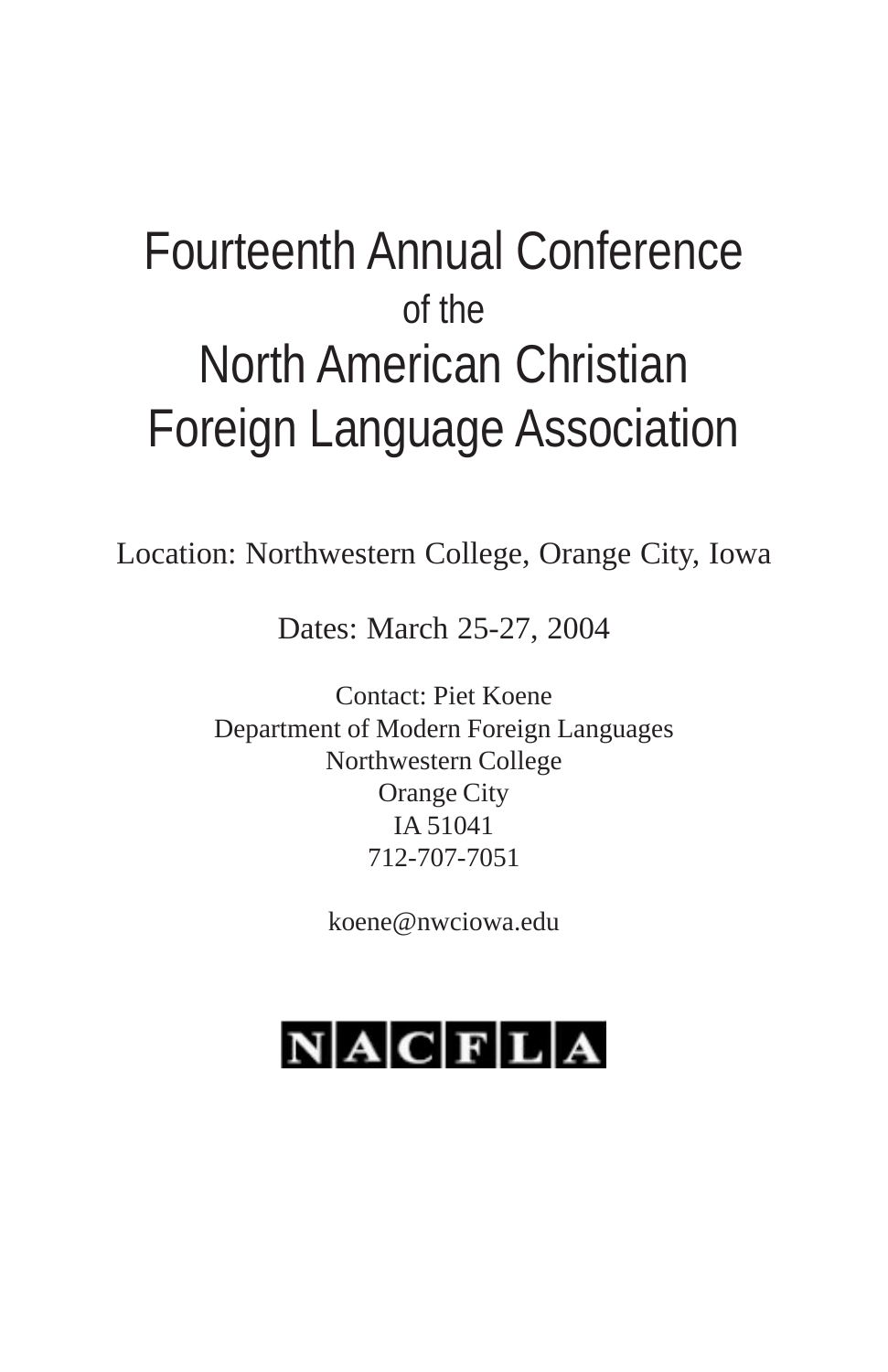# Fourteenth Annual Conference
of the
# North American Christian Foreign Language Association

Location: Northwestern College, Orange City, Iowa

Dates: March 25-27, 2004

Contact: Piet Koene
Department of Modern Foreign Languages
Northwestern College
Orange City
IA 51041
712-707-7051

koene@nwciowa.edu

NACFLA